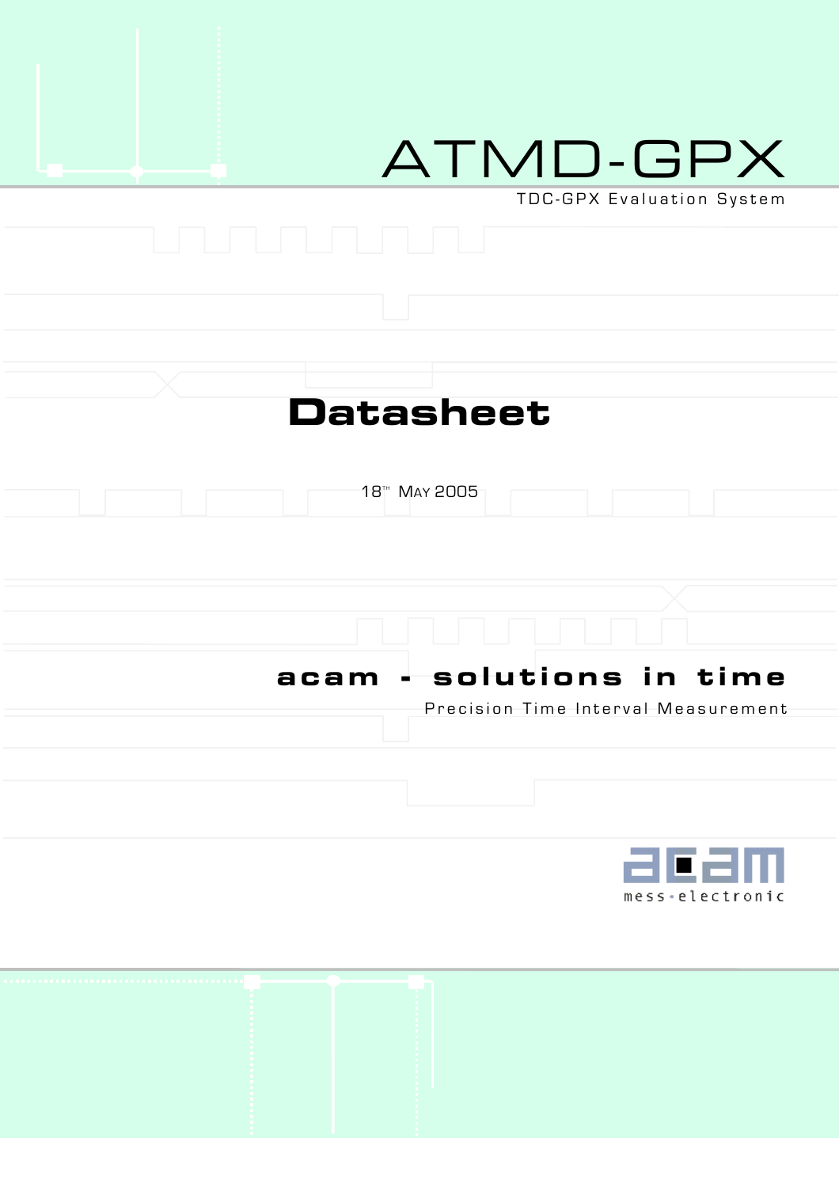# ATMD-GPX

TDC-GPX Evaluation System

# Datasheet

18TH MAY 2005

**acam - solutions in time**

Precision Time Interval Measurement

acam

mess-electronic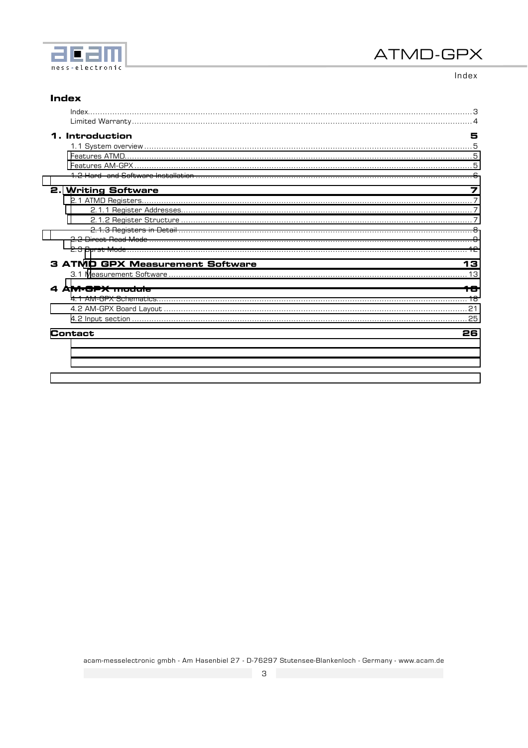# Index

Index......3
Limited Warranty......4

**1. Introduction** **5**

1.1 System overview......5
Features ATMD......5
Features AM-GPX......5
1.2 Hard- and Software Installation......6

**2. Writing Software** **7**

2.1 ATMD Registers......7
2.1.1 Register Addresses......7
2.1.2 Register Structure......7
2.1.3 Registers in Detail......8
2.2 Direct Read Mode......9
2.3 Burst Mode......12

**3 ATMD GPX Measurement Software** **13**

3.1 Measurement Software......13

**4 AM-GPX module** **18**

4.1 AM-GPX Schematics......18
4.2 AM-GPX Board Layout......21
4.2 Input section......25

**Contact** **26**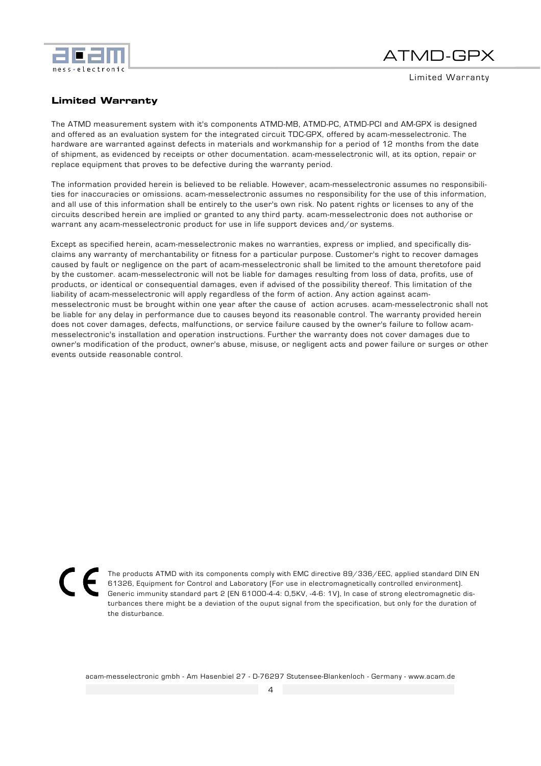## Limited Warranty

The ATMD measurement system with it's components ATMD-MB, ATMD-PC, ATMD-PCI and AM-GPX is designed and offered as an evaluation system for the integrated circuit TDC-GPX, offered by acam-messelectronic. The hardware are warranted against defects in materials and workmanship for a period of 12 months from the date of shipment, as evidenced by receipts or other documentation. acam-messelectronic will, at its option, repair or replace equipment that proves to be defective during the warranty period.

The information provided herein is believed to be reliable. However, acam-messelectronic assumes no responsibilities for inaccuracies or omissions. acam-messelectronic assumes no responsibility for the use of this information, and all use of this information shall be entirely to the user's own risk. No patent rights or licenses to any of the circuits described herein are implied or granted to any third party. acam-messelectronic does not authorise or warrant any acam-messelectronic product for use in life support devices and/or systems.

Except as specified herein, acam-messelectronic makes no warranties, express or implied, and specifically disclaims any warranty of merchantability or fitness for a particular purpose. Customer's right to recover damages caused by fault or negligence on the part of acam-messelectronic shall be limited to the amount theretofore paid by the customer. acam-messelectronic will not be liable for damages resulting from loss of data, profits, use of products, or identical or consequential damages, even if advised of the possibility thereof. This limitation of the liability of acam-messelectronic will apply regardless of the form of action. Any action against acam-messelectronic must be brought within one year after the cause of action acruses. acam-messelectronic shall not be liable for any delay in performance due to causes beyond its reasonable control. The warranty provided herein does not cover damages, defects, malfunctions, or service failure caused by the owner's failure to follow acam-messelectronic's installation and operation instructions. Further the warranty does not cover damages due to owner's modification of the product, owner's abuse, misuse, or negligent acts and power failure or surges or other events outside reasonable control.

CE

The products ATMD with its components comply with EMC directive 89/336/EEC, applied standard DIN EN 61326, Equipment for Control and Laboratory (For use in electromagnetically controlled environment). Generic immunity standard part 2 (EN 61000-4-4: 0,5KV, -4-6: 1V), In case of strong electromagnetic disturbances there might be a deviation of the ouput signal from the specification, but only for the duration of the disturbance.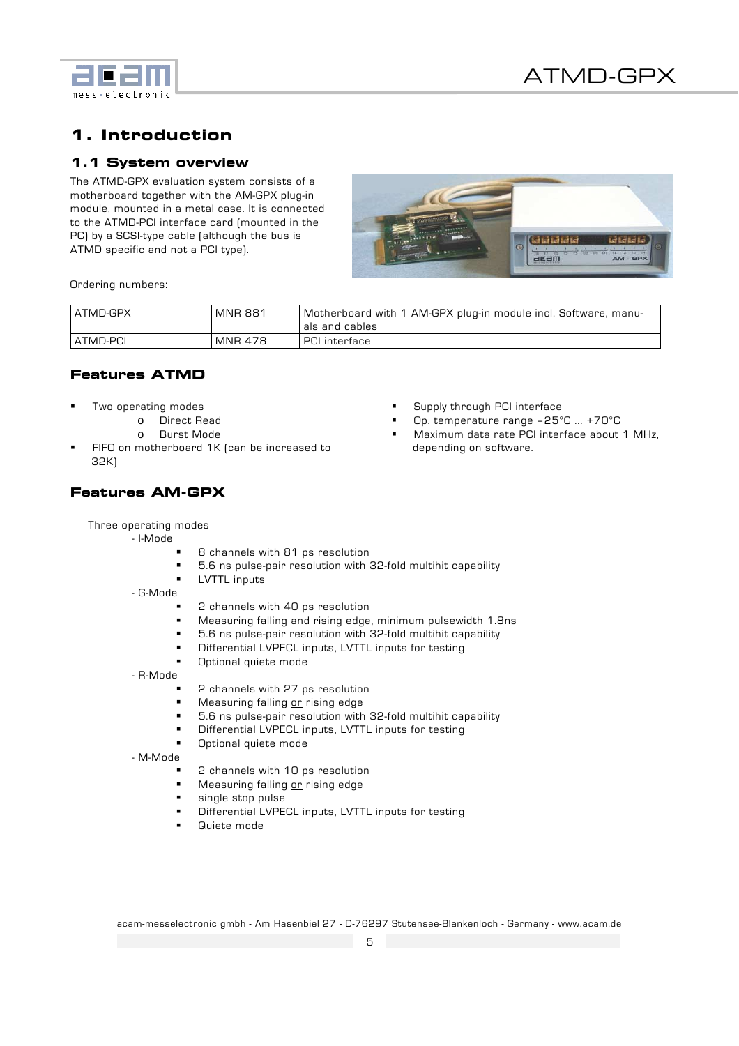# 1. Introduction

## 1.1 System overview

The ATMD-GPX evaluation system consists of a motherboard together with the AM-GPX plug-in module, mounted in a metal case. It is connected to the ATMD-PCI interface card (mounted in the PC) by a SCSI-type cable (although the bus is ATMD specific and not a PCI type).

Ordering numbers:

| ATMD-GPX | MNR 881 | Motherboard with 1 AM-GPX plug-in module incl. Software, manuals and cables |
|---|---|---|
| ATMD-PCI | MNR 478 | PCI interface |

### Features ATMD

- Two operating modes
  - Direct Read
  - Burst Mode
- FIFO on motherboard 1K (can be increased to 32K)
- Supply through PCI interface
- Op. temperature range –25°C ... +70°C
- Maximum data rate PCI interface about 1 MHz, depending on software.

### Features AM-GPX

Three operating modes

- I-Mode
  - 8 channels with 81 ps resolution
  - 5.6 ns pulse-pair resolution with 32-fold multihit capability
  - LVTTL inputs
- G-Mode
  - 2 channels with 40 ps resolution
  - Measuring falling and rising edge, minimum pulsewidth 1.8ns
  - 5.6 ns pulse-pair resolution with 32-fold multihit capability
  - Differential LVPECL inputs, LVTTL inputs for testing
  - Optional quiete mode
- R-Mode
  - 2 channels with 27 ps resolution
  - Measuring falling or rising edge
  - 5.6 ns pulse-pair resolution with 32-fold multihit capability
  - Differential LVPECL inputs, LVTTL inputs for testing
  - Optional quiete mode
- M-Mode
  - 2 channels with 10 ps resolution
  - Measuring falling or rising edge
  - single stop pulse
  - Differential LVPECL inputs, LVTTL inputs for testing
  - Quiete mode

acam-messelectronic gmbh - Am Hasenbiel 27 - D-76297 Stutensee-Blankenloch - Germany - www.acam.de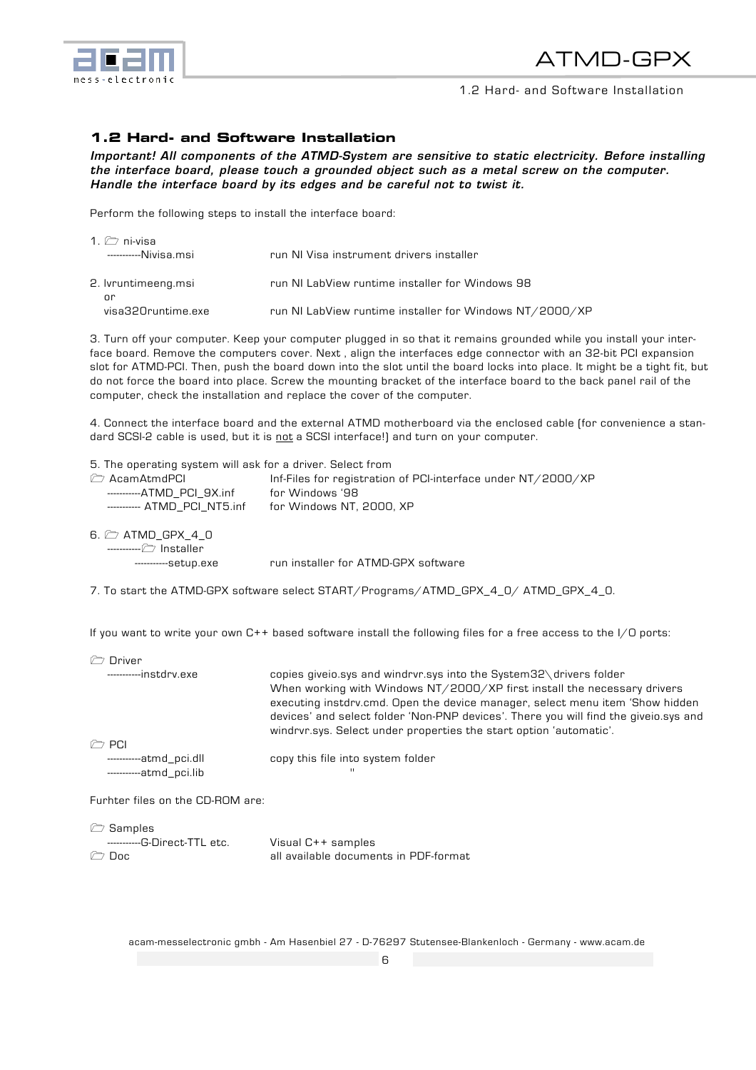## 1.2 Hard- and Software Installation

***Important! All components of the ATMD-System are sensitive to static electricity. Before installing the interface board, please touch a grounded object such as a metal screw on the computer. Handle the interface board by its edges and be careful not to twist it.***

Perform the following steps to install the interface board:

| | |
|---|---|
| 1. 🗀 ni-visa | |
| -----------Nivisa.msi | run NI Visa instrument drivers installer |
| 2. lvruntimeeng.msi | run NI LabView runtime installer for Windows 98 |
| or | |
| visa320runtime.exe | run NI LabView runtime installer for Windows NT/2000/XP |

3. Turn off your computer. Keep your computer plugged in so that it remains grounded while you install your interface board. Remove the computers cover. Next , align the interfaces edge connector with an 32-bit PCI expansion slot for ATMD-PCI. Then, push the board down into the slot until the board locks into place. It might be a tight fit, but do not force the board into place. Screw the mounting bracket of the interface board to the back panel rail of the computer, check the installation and replace the cover of the computer.

4. Connect the interface board and the external ATMD motherboard via the enclosed cable (for convenience a standard SCSI-2 cable is used, but it is not a SCSI interface!) and turn on your computer.

5. The operating system will ask for a driver. Select from

| | |
|---|---|
| 🗀 AcamAtmdPCI | Inf-Files for registration of PCI-interface under NT/2000/XP |
| -----------ATMD_PCI_9X.inf | for Windows '98 |
| ----------- ATMD_PCI_NT5.inf | for Windows NT, 2000, XP |

6. 🗀 ATMD_GPX_4_0

| | |
|---|---|
| -----------🗀 Installer | |
| -----------setup.exe | run installer for ATMD-GPX software |

7. To start the ATMD-GPX software select START/Programs/ATMD_GPX_4_0/ ATMD_GPX_4_0.

If you want to write your own C++ based software install the following files for a free access to the I/O ports:

| | |
|---|---|
| 🗀 Driver | |
| -----------instdrv.exe | copies giveio.sys and windrvr.sys into the System32\drivers folder<br>When working with Windows NT/2000/XP first install the necessary drivers executing instdrv.cmd. Open the device manager, select menu item 'Show hidden devices' and select folder 'Non-PNP devices'. There you will find the giveio.sys and windrvr.sys. Select under properties the start option 'automatic'. |
| 🗀 PCI | |
| -----------atmd_pci.dll | copy this file into system folder |
| -----------atmd_pci.lib | " |

Furhter files on the CD-ROM are:

| | |
|---|---|
| 🗀 Samples | |
| -----------G-Direct-TTL etc. | Visual C++ samples |
| 🗀 Doc | all available documents in PDF-format |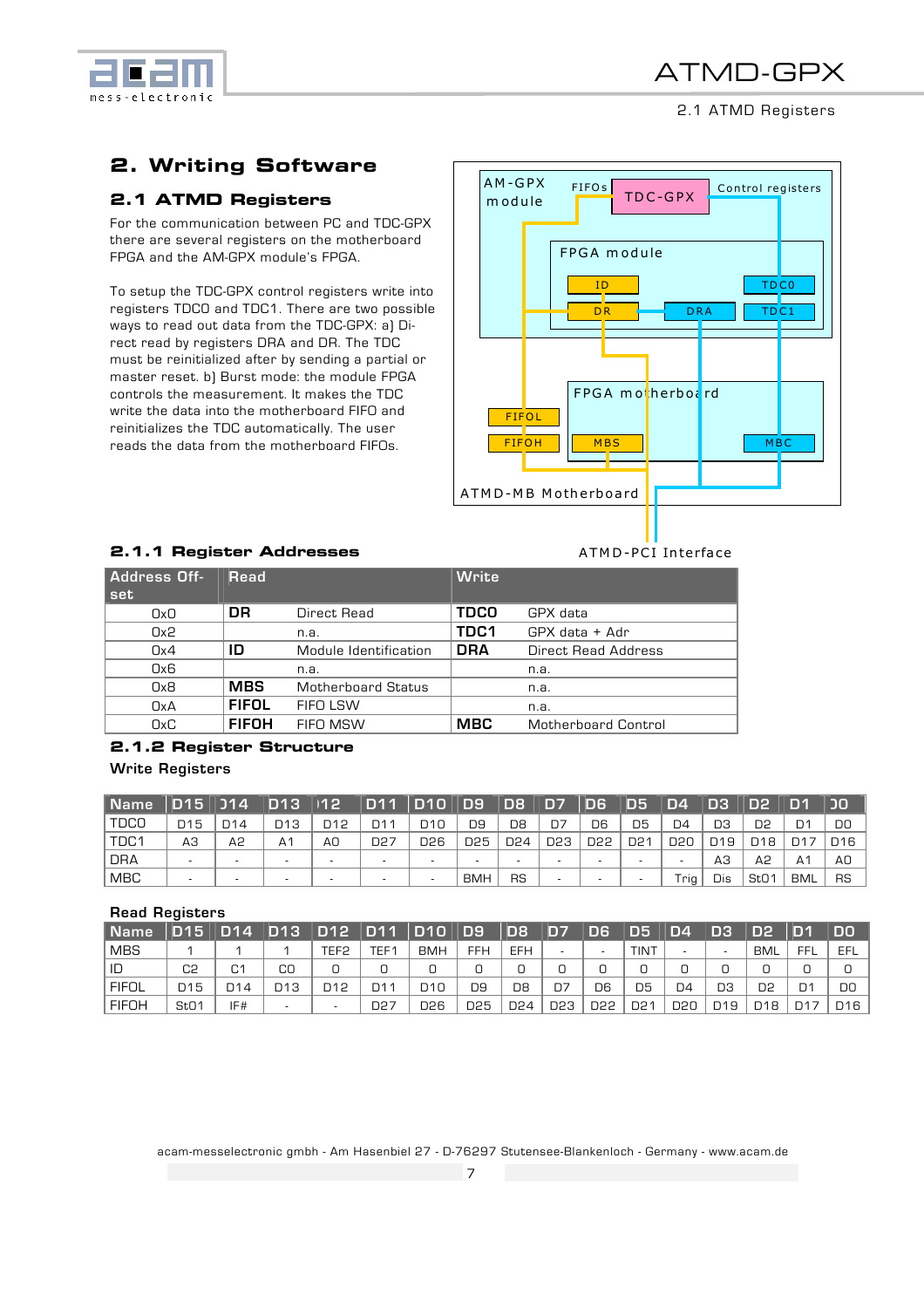## 2. Writing Software

### 2.1 ATMD Registers

For the communication between PC and TDC-GPX there are several registers on the motherboard FPGA and the AM-GPX module's FPGA.

To setup the TDC-GPX control registers write into registers TDC0 and TDC1. There are two possible ways to read out data from the TDC-GPX: a) Direct read by registers DRA and DR. The TDC must be reinitialized after by sending a partial or master reset. b) Burst mode: the module FPGA controls the measurement. It makes the TDC write the data into the motherboard FIFO and reinitializes the TDC automatically. The user reads the data from the motherboard FIFOs.

AM-GPX module | FIFOs | TDC-GPX | Control registers | FPGA module | ID | DR | DRA | TDC0 | TDC1 | FPGA motherboard | FIFOL | FIFOH | MBS | MBC | ATMD-MB Motherboard | ATMD-PCI Interface

#### 2.1.1 Register Addresses

| Address Offset | Read | | Write | |
|---|---|---|---|---|
| 0x0 | **DR** | Direct Read | **TDC0** | GPX data |
| 0x2 | | n.a. | **TDC1** | GPX data + Adr |
| 0x4 | **ID** | Module Identification | **DRA** | Direct Read Address |
| 0x6 | | n.a. | | n.a. |
| 0x8 | **MBS** | Motherboard Status | | n.a. |
| 0xA | **FIFOL** | FIFO LSW | | n.a. |
| 0xC | **FIFOH** | FIFO MSW | **MBC** | Motherboard Control |

#### 2.1.2 Register Structure

Write Registers

| Name | D15 | D14 | D13 | D12 | D11 | D10 | D9 | D8 | D7 | D6 | D5 | D4 | D3 | D2 | D1 | D0 |
|---|---|---|---|---|---|---|---|---|---|---|---|---|---|---|---|---|
| TDC0 | D15 | D14 | D13 | D12 | D11 | D10 | D9 | D8 | D7 | D6 | D5 | D4 | D3 | D2 | D1 | D0 |
| TDC1 | A3 | A2 | A1 | A0 | D27 | D26 | D25 | D24 | D23 | D22 | D21 | D20 | D19 | D18 | D17 | D16 |
| DRA | - | - | - | - | - | - | - | - | - | - | - | - | A3 | A2 | A1 | A0 |
| MBC | - | - | - | - | - | - | BMH | RS | - | - | - | Trig | Dis | St01 | BML | RS |

Read Registers

| Name | D15 | D14 | D13 | D12 | D11 | D10 | D9 | D8 | D7 | D6 | D5 | D4 | D3 | D2 | D1 | D0 |
|---|---|---|---|---|---|---|---|---|---|---|---|---|---|---|---|---|
| MBS | 1 | 1 | 1 | TEF2 | TEF1 | BMH | FFH | EFH | - | - | TINT | - | - | BML | FFL | EFL |
| ID | C2 | C1 | C0 | 0 | 0 | 0 | 0 | 0 | 0 | 0 | 0 | 0 | 0 | 0 | 0 | 0 |
| FIFOL | D15 | D14 | D13 | D12 | D11 | D10 | D9 | D8 | D7 | D6 | D5 | D4 | D3 | D2 | D1 | D0 |
| FIFOH | St01 | IF# | - | - | D27 | D26 | D25 | D24 | D23 | D22 | D21 | D20 | D19 | D18 | D17 | D16 |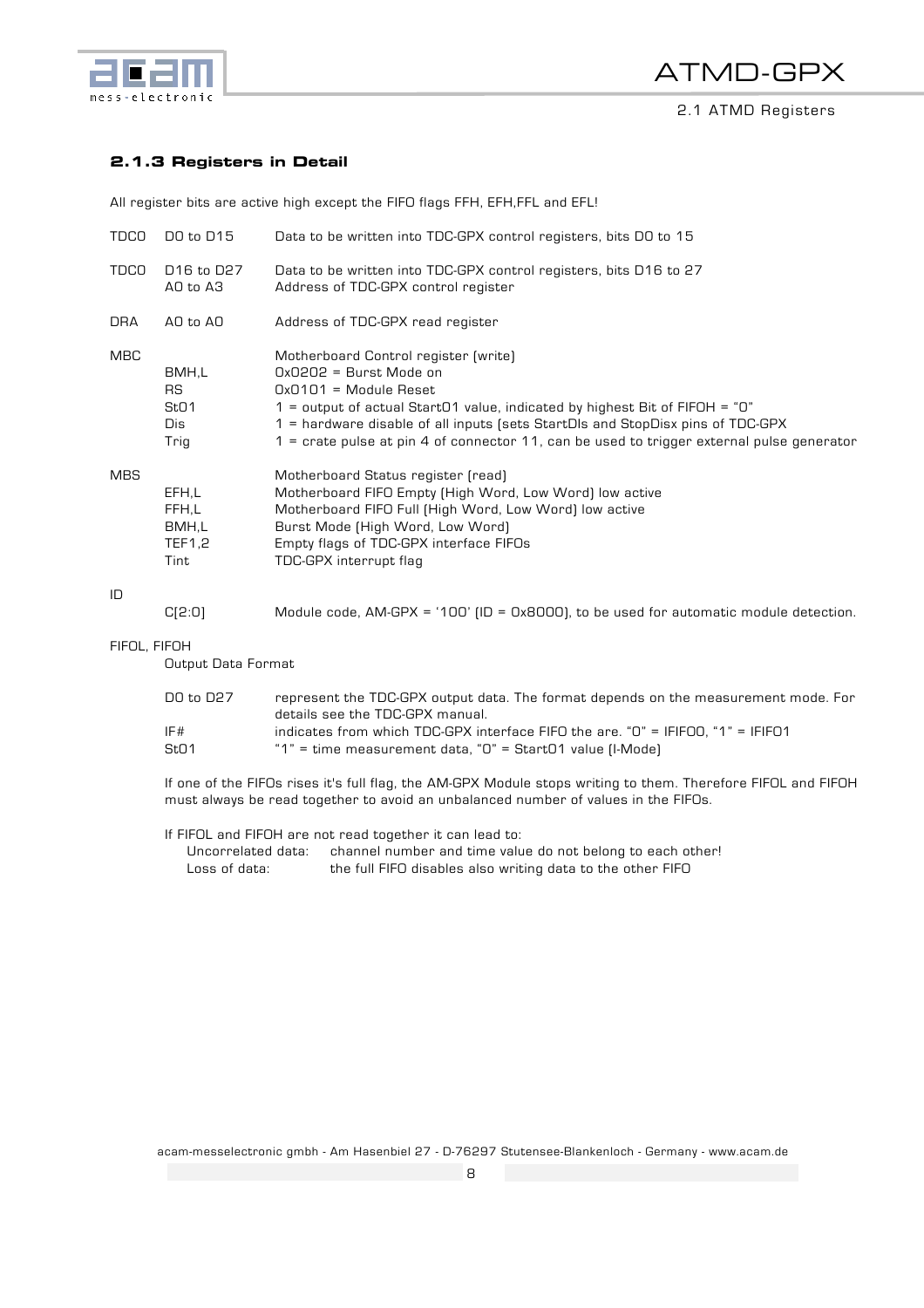### 2.1.3 Registers in Detail

All register bits are active high except the FIFO flags FFH, EFH,FFL and EFL!

| | | |
|---|---|---|
| TDC0 | D0 to D15 | Data to be written into TDC-GPX control registers, bits D0 to 15 |
| TDC0 | D16 to D27<br>A0 to A3 | Data to be written into TDC-GPX control registers, bits D16 to 27<br>Address of TDC-GPX control register |
| DRA | A0 to A0 | Address of TDC-GPX read register |
| MBC | | Motherboard Control register (write) |
| | BMH,L | 0x0202 = Burst Mode on |
| | RS | 0x0101 = Module Reset |
| | St01 | 1 = output of actual Start01 value, indicated by highest Bit of FIFOH = "0" |
| | Dis | 1 = hardware disable of all inputs (sets StartDIs and StopDisx pins of TDC-GPX |
| | Trig | 1 = crate pulse at pin 4 of connector 11, can be used to trigger external pulse generator |
| MBS | | Motherboard Status register (read) |
| | EFH,L | Motherboard FIFO Empty (High Word, Low Word) low active |
| | FFH,L | Motherboard FIFO Full (High Word, Low Word) low active |
| | BMH,L | Burst Mode (High Word, Low Word) |
| | TEF1,2 | Empty flags of TDC-GPX interface FIFOs |
| | Tint | TDC-GPX interrupt flag |
| ID | | |
| | C[2:0] | Module code, AM-GPX = '100' (ID = 0x8000), to be used for automatic module detection. |

FIFOL, FIFOH

Output Data Format

| | |
|---|---|
| D0 to D27 | represent the TDC-GPX output data. The format depends on the measurement mode. For details see the TDC-GPX manual. |
| IF# | indicates from which TDC-GPX interface FIFO the are. "0" = IFIFO0, "1" = IFIFO1 |
| St01 | "1" = time measurement data, "0" = Start01 value (I-Mode) |

If one of the FIFOs rises it's full flag, the AM-GPX Module stops writing to them. Therefore FIFOL and FIFOH must always be read together to avoid an unbalanced number of values in the FIFOs.

If FIFOL and FIFOH are not read together it can lead to:

| | |
|---|---|
| Uncorrelated data: | channel number and time value do not belong to each other! |
| Loss of data: | the full FIFO disables also writing data to the other FIFO |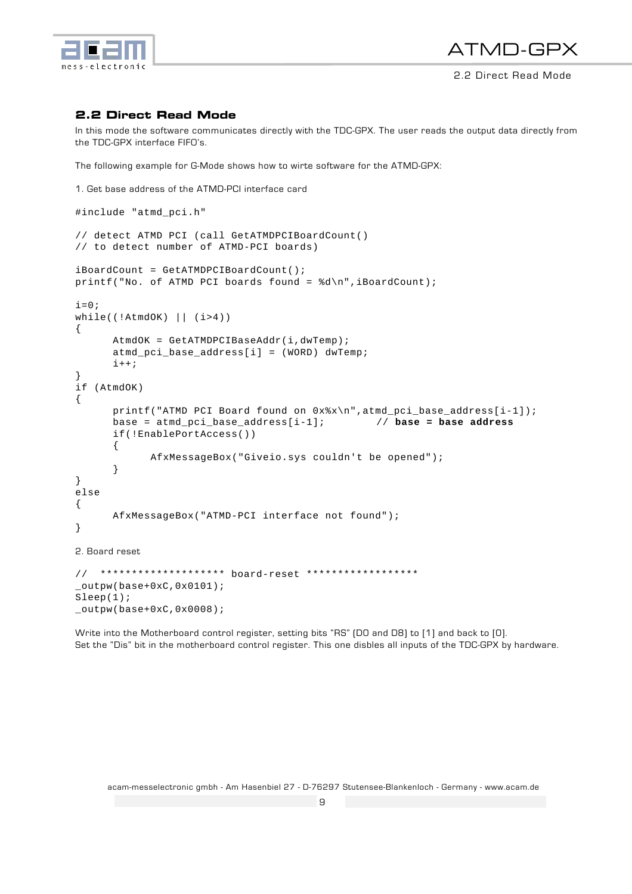## 2.2 Direct Read Mode

In this mode the software communicates directly with the TDC-GPX. The user reads the output data directly from the TDC-GPX interface FIFO's.

The following example for G-Mode shows how to wirte software for the ATMD-GPX:

1. Get base address of the ATMD-PCI interface card

```
#include "atmd_pci.h"

// detect ATMD PCI (call GetATMDPCIBoardCount()
// to detect number of ATMD-PCI boards)

iBoardCount = GetATMDPCIBoardCount();
printf("No. of ATMD PCI boards found = %d\n",iBoardCount);

i=0;
while((!AtmdOK) || (i>4))
{
      AtmdOK = GetATMDPCIBaseAddr(i,dwTemp);
      atmd_pci_base_address[i] = (WORD) dwTemp;
      i++;
}
if (AtmdOK)
{
      printf("ATMD PCI Board found on 0x%x\n",atmd_pci_base_address[i-1]);
      base = atmd_pci_base_address[i-1];        // base = base address
      if(!EnablePortAccess())
      {
            AfxMessageBox("Giveio.sys couldn't be opened");
      }
}
else
{
      AfxMessageBox("ATMD-PCI interface not found");
}
```

2. Board reset

```
//  ******************** board-reset ******************
_outpw(base+0xC,0x0101);
Sleep(1);
_outpw(base+0xC,0x0008);
```

Write into the Motherboard control register, setting bits "RS" (D0 and D8) to (1) and back to (0).
Set the "Dis" bit in the motherboard control register. This one disbles all inputs of the TDC-GPX by hardware.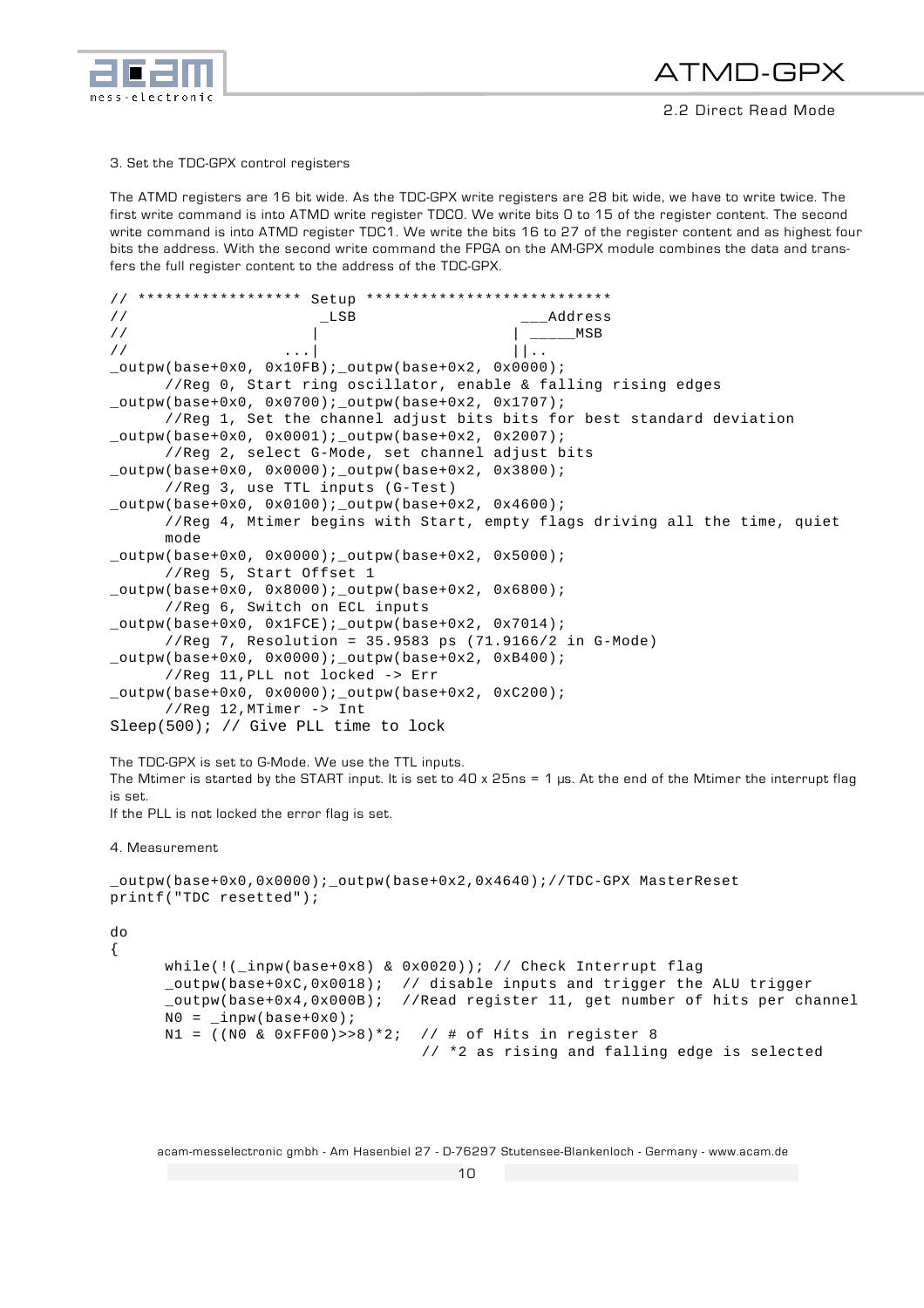3. Set the TDC-GPX control registers

The ATMD registers are 16 bit wide. As the TDC-GPX write registers are 28 bit wide, we have to write twice. The first write command is into ATMD write register TDC0. We write bits 0 to 15 of the register content. The second write command is into ATMD register TDC1. We write the bits 16 to 27 of the register content and as highest four bits the address. With the second write command the FPGA on the AM-GPX module combines the data and transfers the full register content to the address of the TDC-GPX.

```
// ****************** Setup ***************************
//                    _LSB                  ___Address
//                   |                     | _____MSB
//               ...|                     ||..
_outpw(base+0x0, 0x10FB);_outpw(base+0x2, 0x0000);
      //Reg 0, Start ring oscillator, enable & falling rising edges
_outpw(base+0x0, 0x0700);_outpw(base+0x2, 0x1707);
      //Reg 1, Set the channel adjust bits bits for best standard deviation
_outpw(base+0x0, 0x0001);_outpw(base+0x2, 0x2007);
      //Reg 2, select G-Mode, set channel adjust bits
_outpw(base+0x0, 0x0000);_outpw(base+0x2, 0x3800);
      //Reg 3, use TTL inputs (G-Test)
_outpw(base+0x0, 0x0100);_outpw(base+0x2, 0x4600);
      //Reg 4, Mtimer begins with Start, empty flags driving all the time, quiet
      mode
_outpw(base+0x0, 0x0000);_outpw(base+0x2, 0x5000);
      //Reg 5, Start Offset 1
_outpw(base+0x0, 0x8000);_outpw(base+0x2, 0x6800);
      //Reg 6, Switch on ECL inputs
_outpw(base+0x0, 0x1FCE);_outpw(base+0x2, 0x7014);
      //Reg 7, Resolution = 35.9583 ps (71.9166/2 in G-Mode)
_outpw(base+0x0, 0x0000);_outpw(base+0x2, 0xB400);
      //Reg 11,PLL not locked -> Err
_outpw(base+0x0, 0x0000);_outpw(base+0x2, 0xC200);
      //Reg 12,MTimer -> Int
Sleep(500); // Give PLL time to lock
```

The TDC-GPX is set to G-Mode. We use the TTL inputs.
The Mtimer is started by the START input. It is set to 40 x 25ns = 1 µs. At the end of the Mtimer the interrupt flag is set.
If the PLL is not locked the error flag is set.

4. Measurement

```
_outpw(base+0x0,0x0000);_outpw(base+0x2,0x4640);//TDC-GPX MasterReset
printf("TDC resetted");

do
{
      while(!(_inpw(base+0x8) & 0x0020)); // Check Interrupt flag
      _outpw(base+0xC,0x0018);  // disable inputs and trigger the ALU trigger
      _outpw(base+0x4,0x000B);  //Read register 11, get number of hits per channel
      N0 = _inpw(base+0x0);
      N1 = ((N0 & 0xFF00)>>8)*2;  // # of Hits in register 8
                                  // *2 as rising and falling edge is selected
```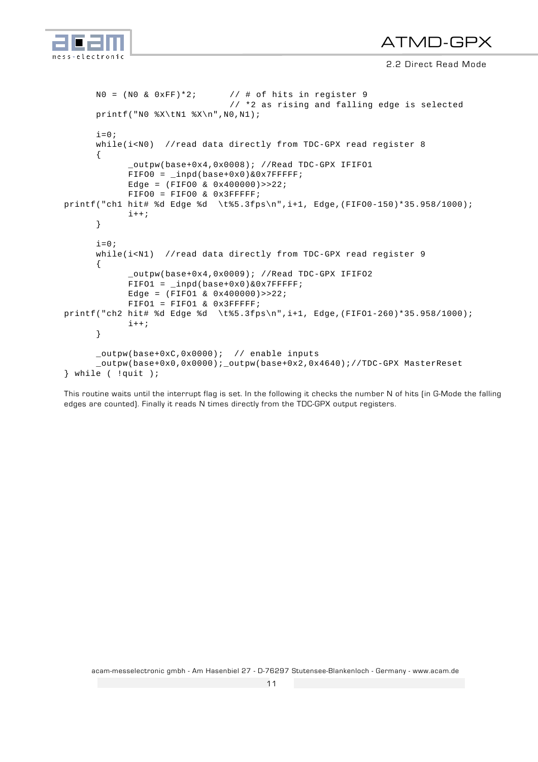```
      N0 = (N0 & 0xFF)*2;       // # of hits in register 9
                                // *2 as rising and falling edge is selected
      printf("N0 %X\tN1 %X\n",N0,N1);

      i=0;
      while(i<N0)  //read data directly from TDC-GPX read register 8
      {
            _outpw(base+0x4,0x0008); //Read TDC-GPX IFIFO1
            FIFO0 = _inpd(base+0x0)&0x7FFFFF;
            Edge = (FIFO0 & 0x400000)>>22;
            FIFO0 = FIFO0 & 0x3FFFFF;
printf("ch1 hit# %d Edge %d  \t%5.3fps\n",i+1, Edge,(FIFO0-150)*35.958/1000);
            i++;
      }

      i=0;
      while(i<N1)  //read data directly from TDC-GPX read register 9
      {
            _outpw(base+0x4,0x0009); //Read TDC-GPX IFIFO2
            FIFO1 = _inpd(base+0x0)&0x7FFFFF;
            Edge = (FIFO1 & 0x400000)>>22;
            FIFO1 = FIFO1 & 0x3FFFFF;
printf("ch2 hit# %d Edge %d  \t%5.3fps\n",i+1, Edge,(FIFO1-260)*35.958/1000);
            i++;
      }

      _outpw(base+0xC,0x0000);  // enable inputs
      _outpw(base+0x0,0x0000);_outpw(base+0x2,0x4640);//TDC-GPX MasterReset
} while ( !quit );
```

This routine waits until the interrupt flag is set. In the following it checks the number N of hits (in G-Mode the falling edges are counted). Finally it reads N times directly from the TDC-GPX output registers.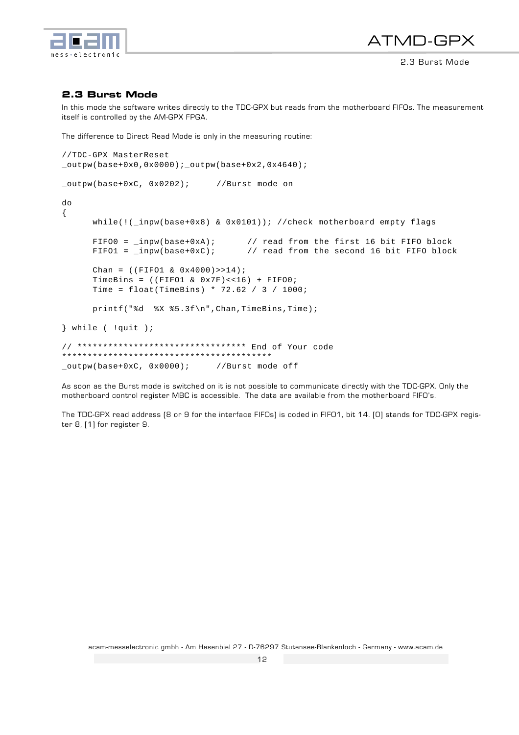## 2.3 Burst Mode

In this mode the software writes directly to the TDC-GPX but reads from the motherboard FIFOs. The measurement itself is controlled by the AM-GPX FPGA.

The difference to Direct Read Mode is only in the measuring routine:

```
//TDC-GPX MasterReset
_outpw(base+0x0,0x0000);_outpw(base+0x2,0x4640);

_outpw(base+0xC, 0x0202);     //Burst mode on

do
{
      while(!(_inpw(base+0x8) & 0x0101)); //check motherboard empty flags

      FIFO0 = _inpw(base+0xA);      // read from the first 16 bit FIFO block
      FIFO1 = _inpw(base+0xC);      // read from the second 16 bit FIFO block

      Chan = ((FIFO1 & 0x4000)>>14);
      TimeBins = ((FIFO1 & 0x7F)<<16) + FIFO0;
      Time = float(TimeBins) * 72.62 / 3 / 1000;

      printf("%d  %X %5.3f\n",Chan,TimeBins,Time);

} while ( !quit );

// ********************************* End of Your code
*****************************************
_outpw(base+0xC, 0x0000);     //Burst mode off
```

As soon as the Burst mode is switched on it is not possible to communicate directly with the TDC-GPX. Only the motherboard control register MBC is accessible. The data are available from the motherboard FIFO's.

The TDC-GPX read address (8 or 9 for the interface FIFOs) is coded in FIFO1, bit 14. [0] stands for TDC-GPX register 8, [1] for register 9.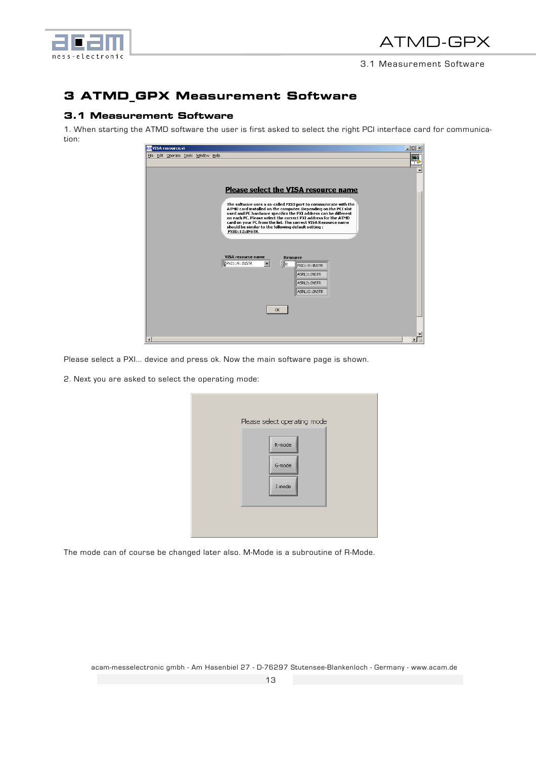# 3 ATMD_GPX Measurement Software

## 3.1 Measurement Software

1. When starting the ATMD software the user is first asked to select the right PCI interface card for communication:

Please select a PXI... device and press ok. Now the main software page is shown.

2. Next you are asked to select the operating mode:

The mode can of course be changed later also. M-Mode is a subroutine of R-Mode.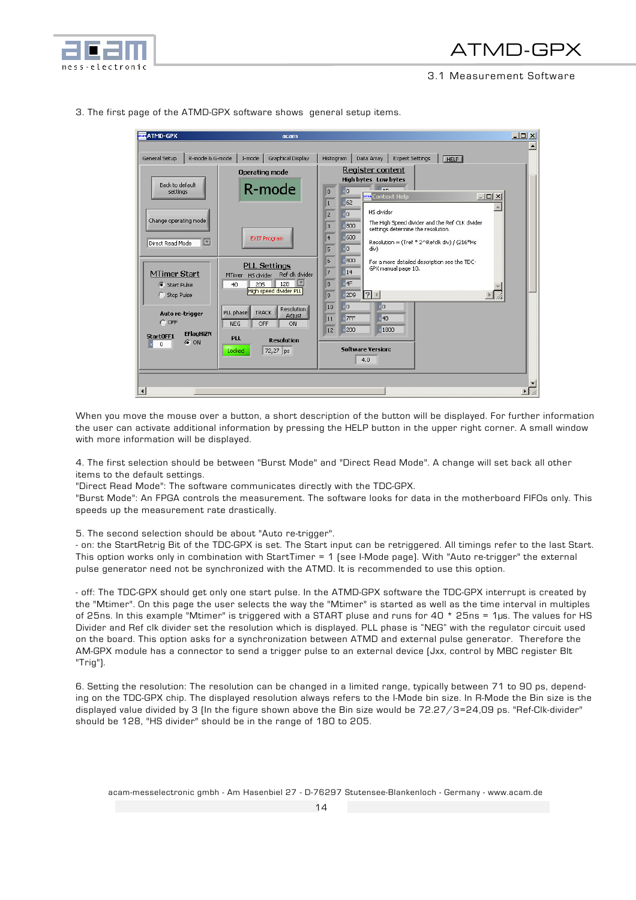3. The first page of the ATMD-GPX software shows  general setup items.

When you move the mouse over a button, a short description of the button will be displayed. For further information the user can activate additional information by pressing the HELP button in the upper right corner. A small window with more information will be displayed.

4. The first selection should be between "Burst Mode" and "Direct Read Mode". A change will set back all other items to the default settings.
"Direct Read Mode": The software communicates directly with the TDC-GPX.
"Burst Mode": An FPGA controls the measurement. The software looks for data in the motherboard FIFOs only. This speeds up the measurement rate drastically.

5. The second selection should be about "Auto re-trigger".
- on: the StartRetrig Bit of the TDC-GPX is set. The Start input can be retriggered. All timings refer to the last Start. This option works only in combination with StartTimer = 1 (see I-Mode page). With "Auto re-trigger" the external pulse generator need not be synchronized with the ATMD. It is recommended to use this option.

- off: The TDC-GPX should get only one start pulse. In the ATMD-GPX software the TDC-GPX interrupt is created by the "Mtimer". On this page the user selects the way the "Mtimer" is started as well as the time interval in multiples of 25ns. In this example "Mtimer" is triggered with a START pluse and runs for 40 * 25ns = 1µs. The values for HS Divider and Ref clk divider set the resolution which is displayed. PLL phase is "NEG" with the regulator circuit used on the board. This option asks for a synchronization between ATMD and external pulse generator.  Therefore the AM-GPX module has a connector to send a trigger pulse to an external device (Jxx, control by MBC register BIt "Trig").

6. Setting the resolution: The resolution can be changed in a limited range, typically between 71 to 90 ps, depending on the TDC-GPX chip. The displayed resolution always refers to the I-Mode bin size. In R-Mode the Bin size is the displayed value divided by 3 (In the figure shown above the Bin size would be 72.27/3=24,09 ps. "Ref-Clk-divider" should be 128, "HS divider" should be in the range of 180 to 205.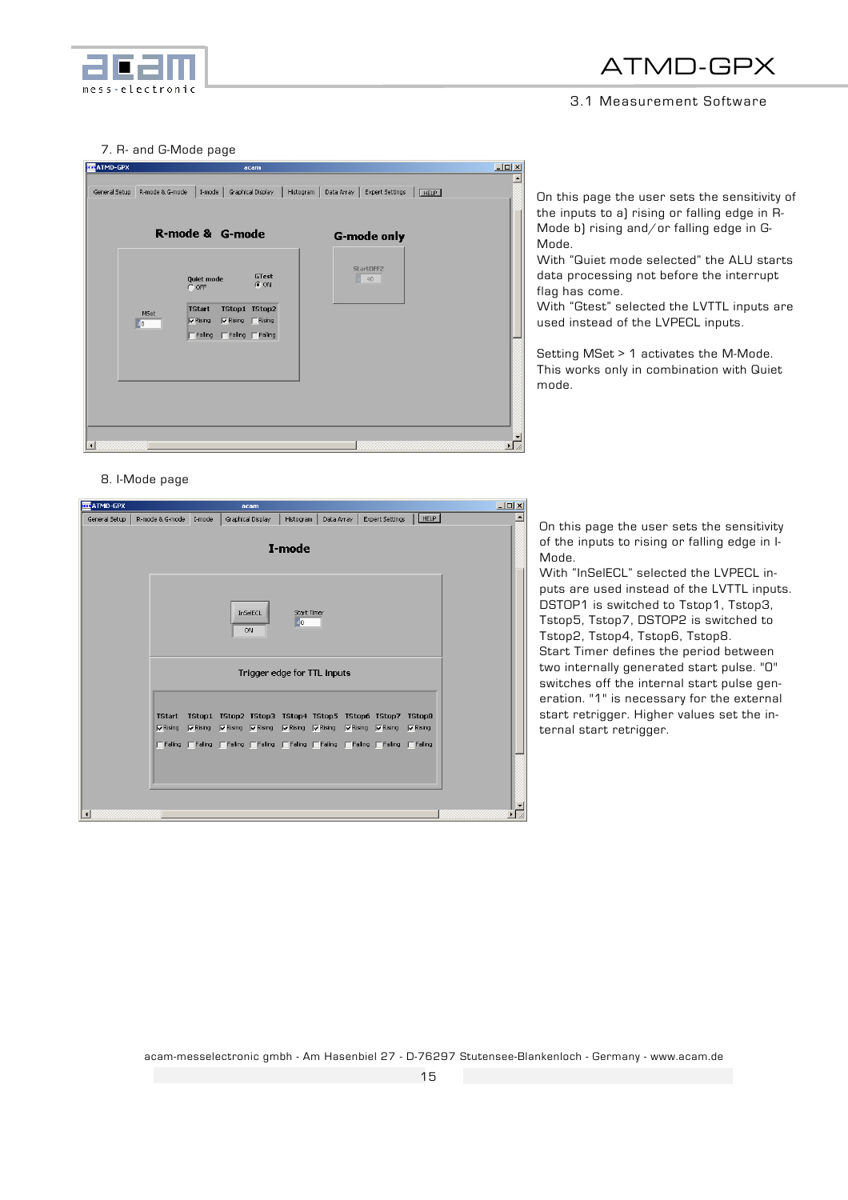7. R- and G-Mode page

On this page the user sets the sensitivity of the inputs to a) rising or falling edge in R-Mode b) rising and/or falling edge in G-Mode.
With "Quiet mode selected" the ALU starts data processing not before the interrupt flag has come.
With "Gtest" selected the LVTTL inputs are used instead of the LVPECL inputs.

Setting MSet > 1 activates the M-Mode. This works only in combination with Quiet mode.

8. I-Mode page

On this page the user sets the sensitivity of the inputs to rising or falling edge in I-Mode.
With "InSelECL" selected the LVPECL inputs are used instead of the LVTTL inputs. DSTOP1 is switched to Tstop1, Tstop3, Tstop5, Tstop7, DSTOP2 is switched to Tstop2, Tstop4, Tstop6, Tstop8.
Start Timer defines the period between two internally generated start pulse. "0" switches off the internal start pulse generation. "1" is necessary for the external start retrigger. Higher values set the internal start retrigger.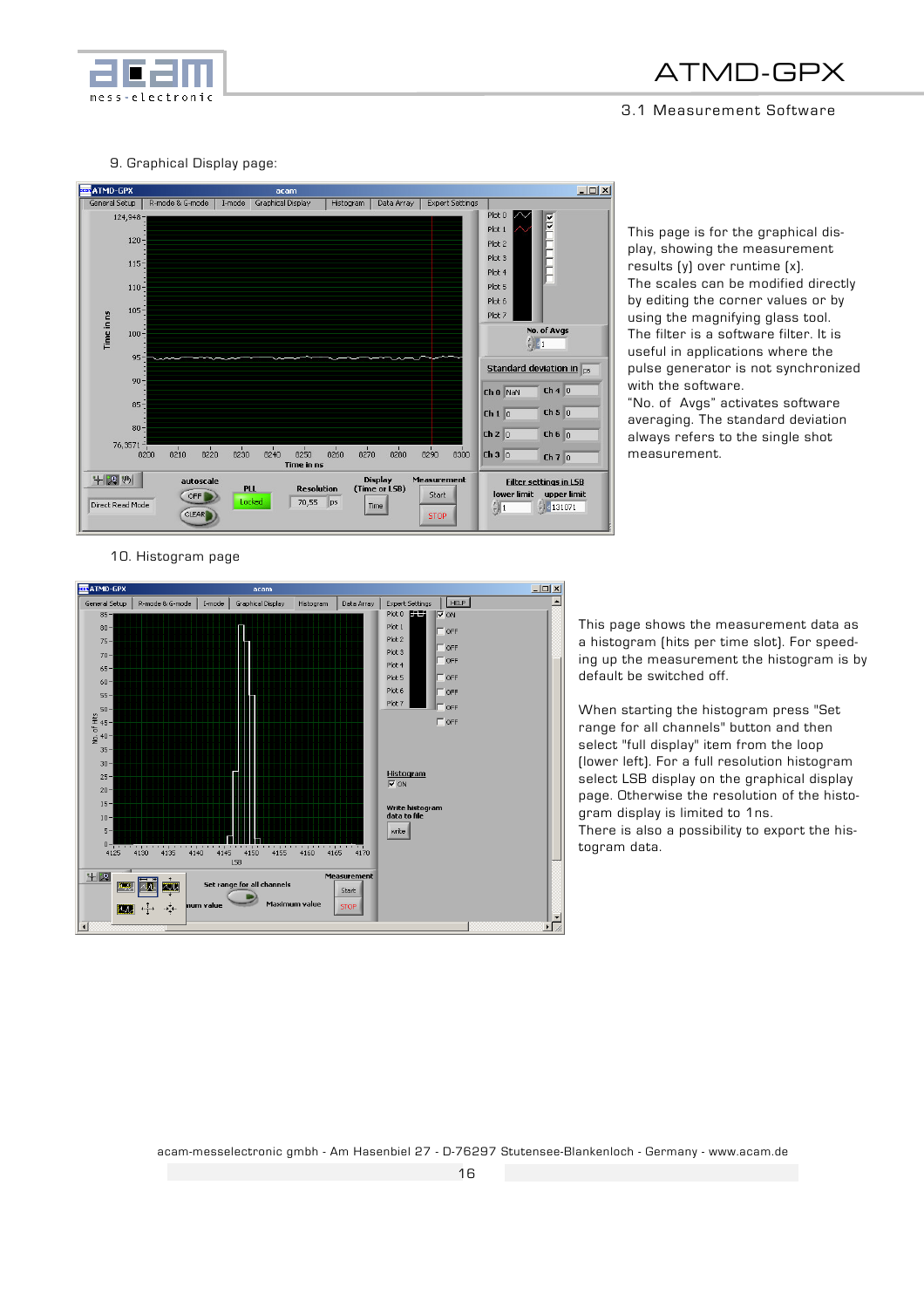9. Graphical Display page:

This page is for the graphical display, showing the measurement results (y) over runtime (x).
The scales can be modified directly by editing the corner values or by using the magnifying glass tool.
The filter is a software filter. It is useful in applications where the pulse generator is not synchronized with the software.
"No. of Avgs" activates software averaging. The standard deviation always refers to the single shot measurement.

10. Histogram page

This page shows the measurement data as a histogram (hits per time slot). For speeding up the measurement the histogram is by default be switched off.

When starting the histogram press "Set range for all channels" button and then select "full display" item from the loop (lower left). For a full resolution histogram select LSB display on the graphical display page. Otherwise the resolution of the histogram display is limited to 1ns.
There is also a possibility to export the histogram data.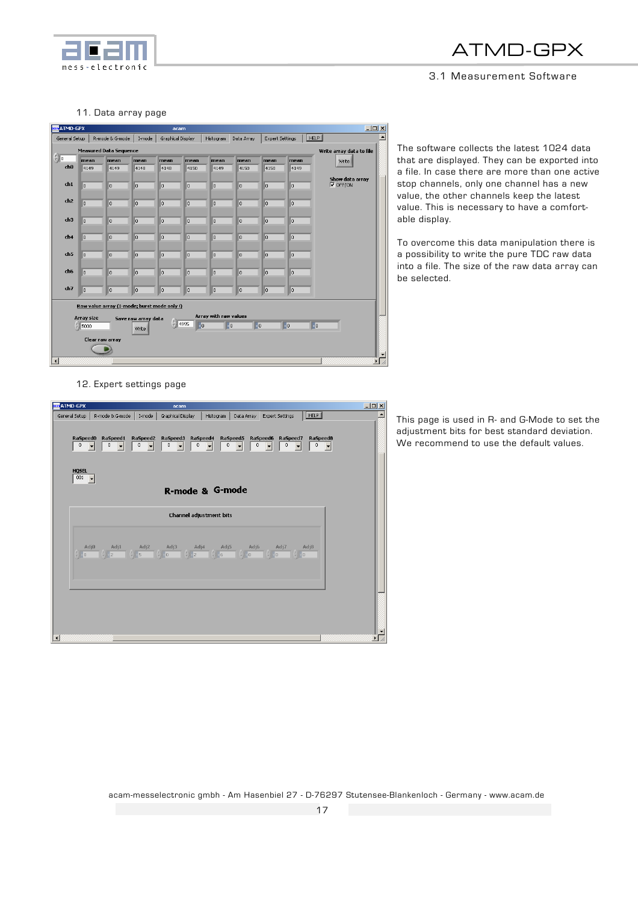11. Data array page

The software collects the latest 1024 data that are displayed. They can be exported into a file. In case there are more than one active stop channels, only one channel has a new value, the other channels keep the latest value. This is necessary to have a comfortable display.

To overcome this data manipulation there is a possibility to write the pure TDC raw data into a file. The size of the raw data array can be selected.

12. Expert settings page

This page is used in R- and G-Mode to set the adjustment bits for best standard deviation. We recommend to use the default values.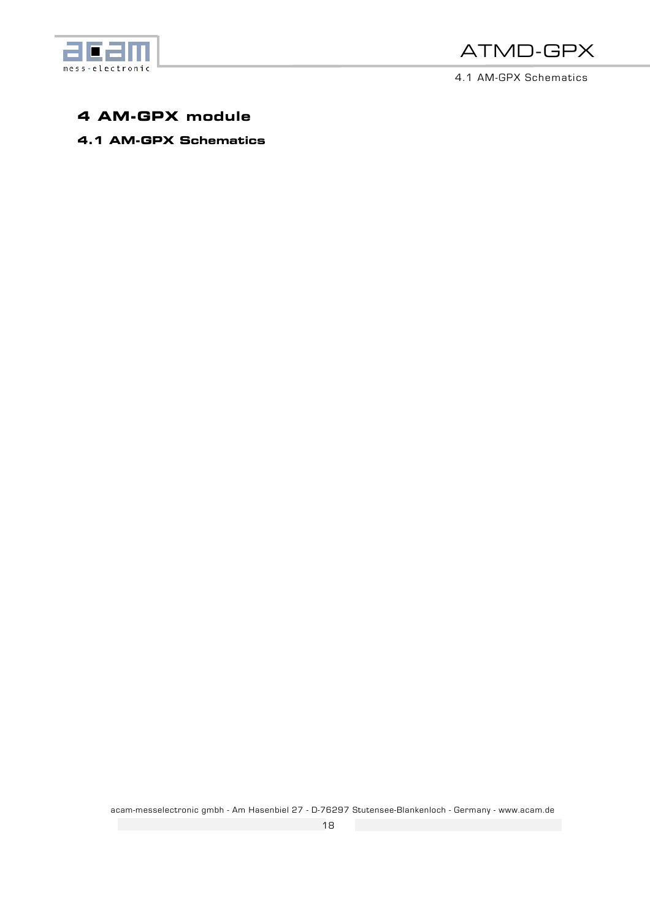# 4 AM-GPX module

## 4.1 AM-GPX Schematics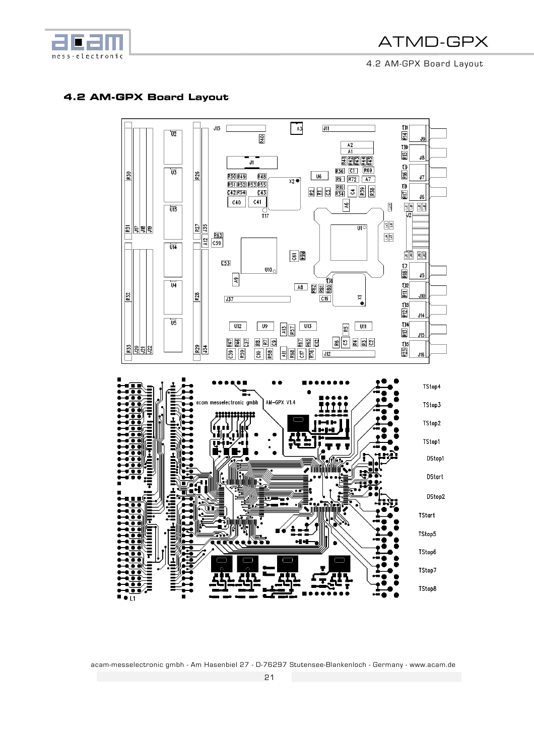## 4.2 AM-GPX Board Layout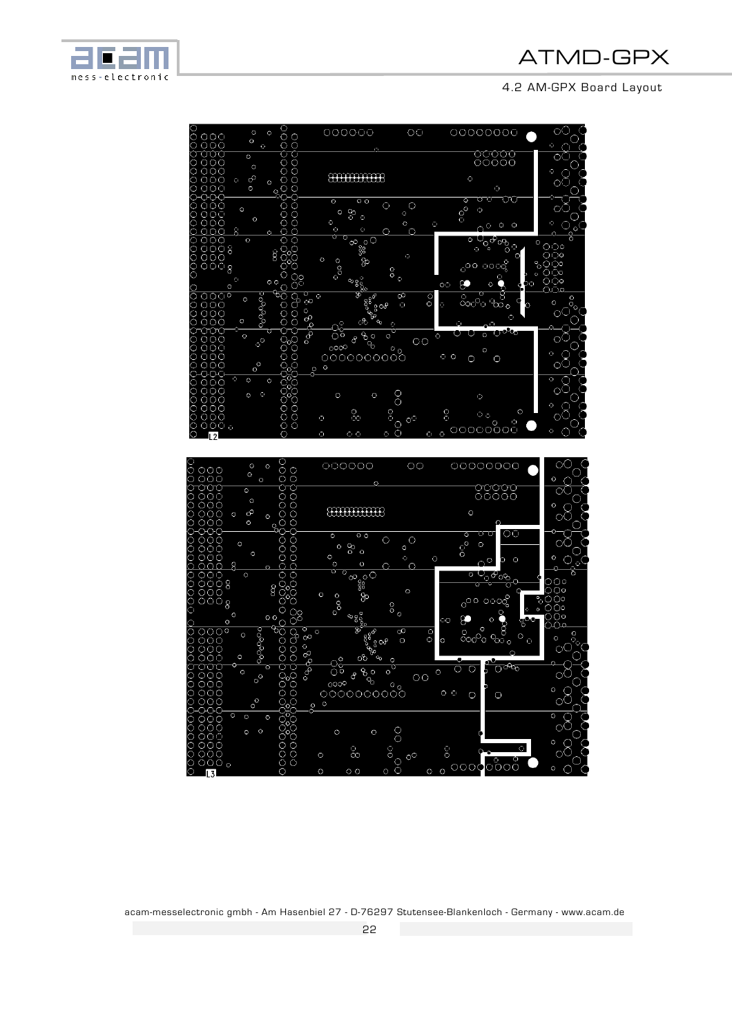L2

L3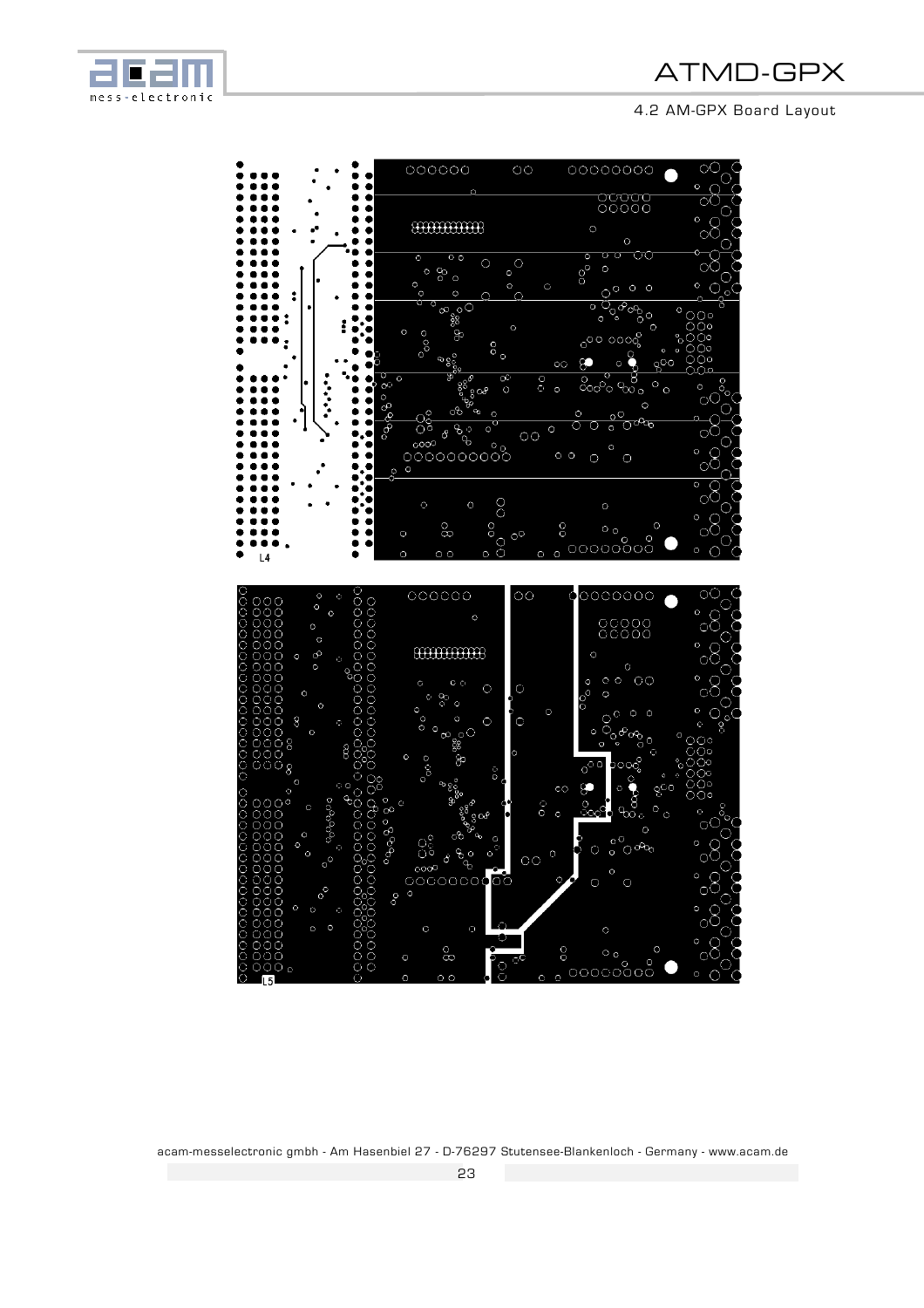L4

L5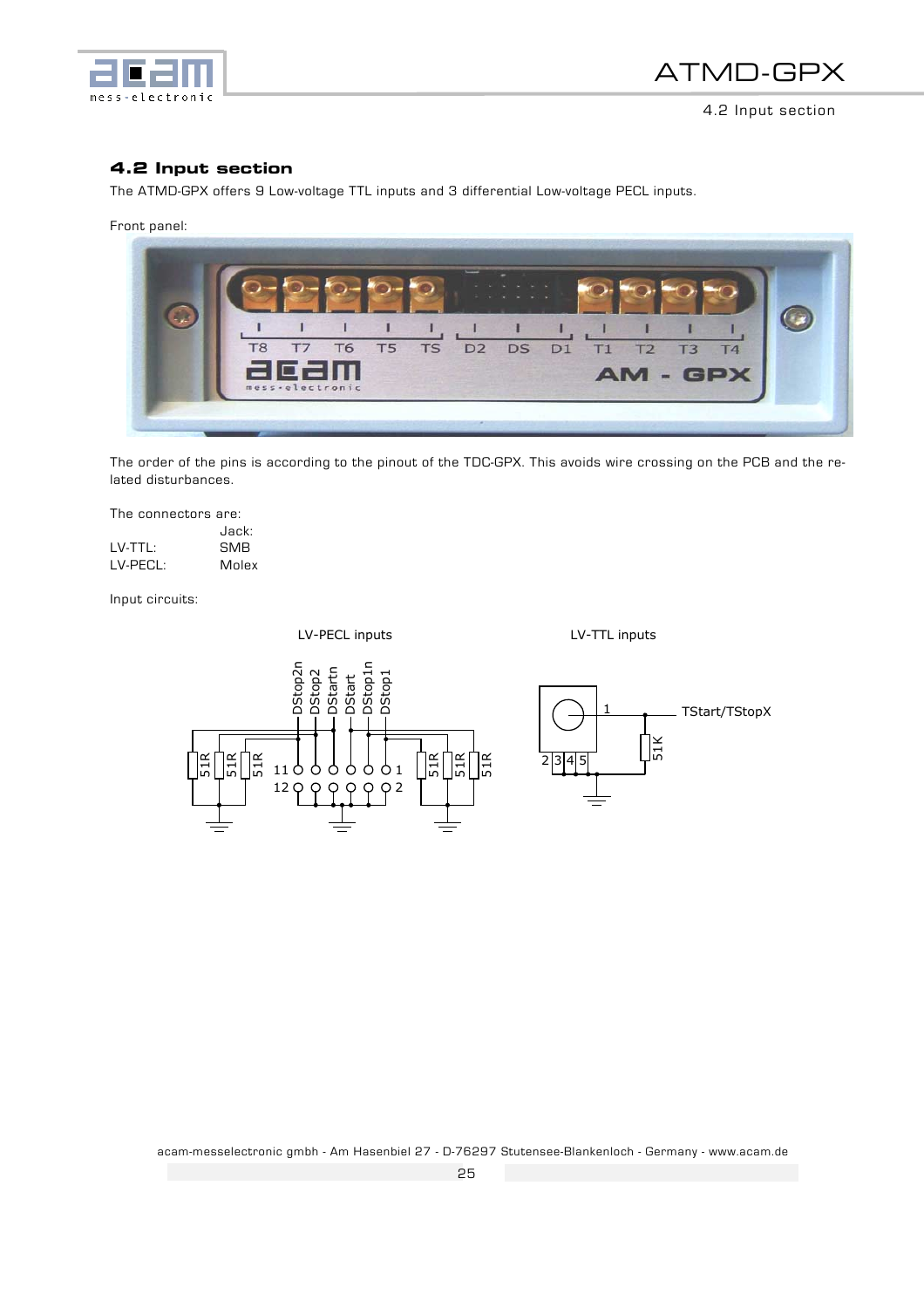## 4.2 Input section

The ATMD-GPX offers 9 Low-voltage TTL inputs and 3 differential Low-voltage PECL inputs.

Front panel:

The order of the pins is according to the pinout of the TDC-GPX. This avoids wire crossing on the PCB and the related disturbances.

The connectors are:

| | Jack: |
|---|---|
| LV-TTL: | SMB |
| LV-PECL: | Molex |

Input circuits: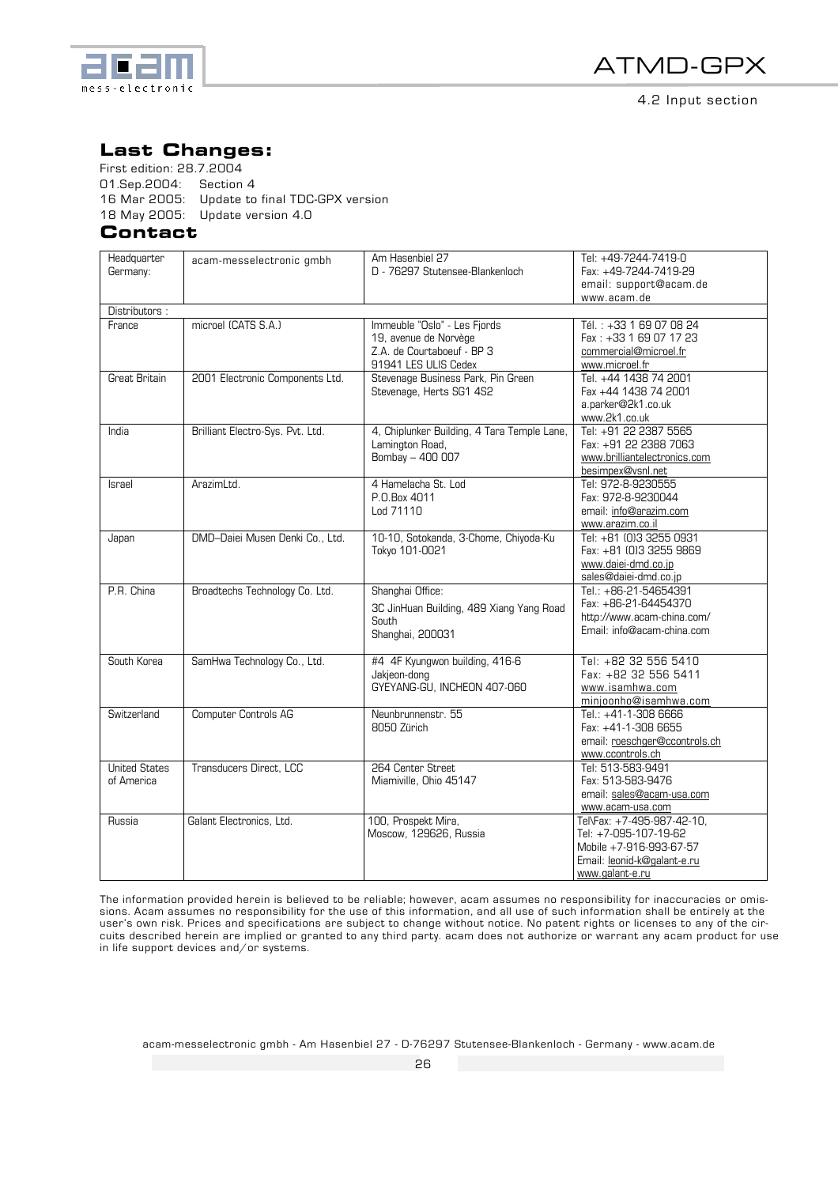## Last Changes:

First edition: 28.7.2004
01.Sep.2004: Section 4
16 Mar 2005: Update to final TDC-GPX version
18 May 2005: Update version 4.0

## Contact

| | | | |
|---|---|---|---|
| Headquarter Germany: | acam-messelectronic gmbh | Am Hasenbiel 27<br>D - 76297 Stutensee-Blankenloch | Tel: +49-7244-7419-0<br>Fax: +49-7244-7419-29<br>email: support@acam.de<br>www.acam.de |
| Distributors : | | | |
| France | microel (CATS S.A.) | Immeuble "Oslo" - Les Fjords<br>19, avenue de Norvège<br>Z.A. de Courtaboeuf - BP 3<br>91941 LES ULIS Cedex | Tél. : +33 1 69 07 08 24<br>Fax : +33 1 69 07 17 23<br>commercial@microel.fr<br>www.microel.fr |
| Great Britain | 2001 Electronic Components Ltd. | Stevenage Business Park, Pin Green<br>Stevenage, Herts SG1 4S2 | Tel. +44 1438 74 2001<br>Fax +44 1438 74 2001<br>a.parker@2k1.co.uk<br>www.2k1.co.uk |
| India | Brilliant Electro-Sys. Pvt. Ltd. | 4, Chiplunker Building, 4 Tara Temple Lane,<br>Lamington Road,<br>Bombay – 400 007 | Tel: +91 22 2387 5565<br>Fax: +91 22 2388 7063<br>www.brilliantelectronics.com<br>besimpex@vsnl.net |
| Israel | ArazimLtd. | 4 Hamelacha St. Lod<br>P.O.Box 4011<br>Lod 71110 | Tel: 972-8-9230555<br>Fax: 972-8-9230044<br>email: info@arazim.com<br>www.arazim.co.il |
| Japan | DMD–Daiei Musen Denki Co., Ltd. | 10-10, Sotokanda, 3-Chome, Chiyoda-Ku<br>Tokyo 101-0021 | Tel: +81 (0)3 3255 0931<br>Fax: +81 (0)3 3255 9869<br>www.daiei-dmd.co.jp<br>sales@daiei-dmd.co.jp |
| P.R. China | Broadtechs Technology Co. Ltd. | Shanghai Office:<br>3C JinHuan Building, 489 Xiang Yang Road South<br>Shanghai, 200031 | Tel.: +86-21-54654391<br>Fax: +86-21-64454370<br>http://www.acam-china.com/<br>Email: info@acam-china.com |
| South Korea | SamHwa Technology Co., Ltd. | #4 4F Kyungwon building, 416-6<br>Jakjeon-dong<br>GYEYANG-GU, INCHEON 407-060 | Tel: +82 32 556 5410<br>Fax: +82 32 556 5411<br>www.isamhwa.com<br>minjoonho@isamhwa.com |
| Switzerland | Computer Controls AG | Neunbrunnenstr. 55<br>8050 Zürich | Tel.: +41-1-308 6666<br>Fax: +41-1-308 6655<br>email: roeschger@ccontrols.ch<br>www.ccontrols.ch |
| United States of America | Transducers Direct, LCC | 264 Center Street<br>Miamiville, Ohio 45147 | Tel: 513-583-9491<br>Fax: 513-583-9476<br>email: sales@acam-usa.com<br>www.acam-usa.com |
| Russia | Galant Electronics, Ltd. | 100, Prospekt Mira,<br>Moscow, 129626, Russia | Tel\Fax: +7-495-987-42-10,<br>Tel: +7-095-107-19-62<br>Mobile +7-916-993-67-57<br>Email: leonid-k@galant-e.ru<br>www.galant-e.ru |

The information provided herein is believed to be reliable; however, acam assumes no responsibility for inaccuracies or omissions. Acam assumes no responsibility for the use of this information, and all use of such information shall be entirely at the user's own risk. Prices and specifications are subject to change without notice. No patent rights or licenses to any of the circuits described herein are implied or granted to any third party. acam does not authorize or warrant any acam product for use in life support devices and/or systems.